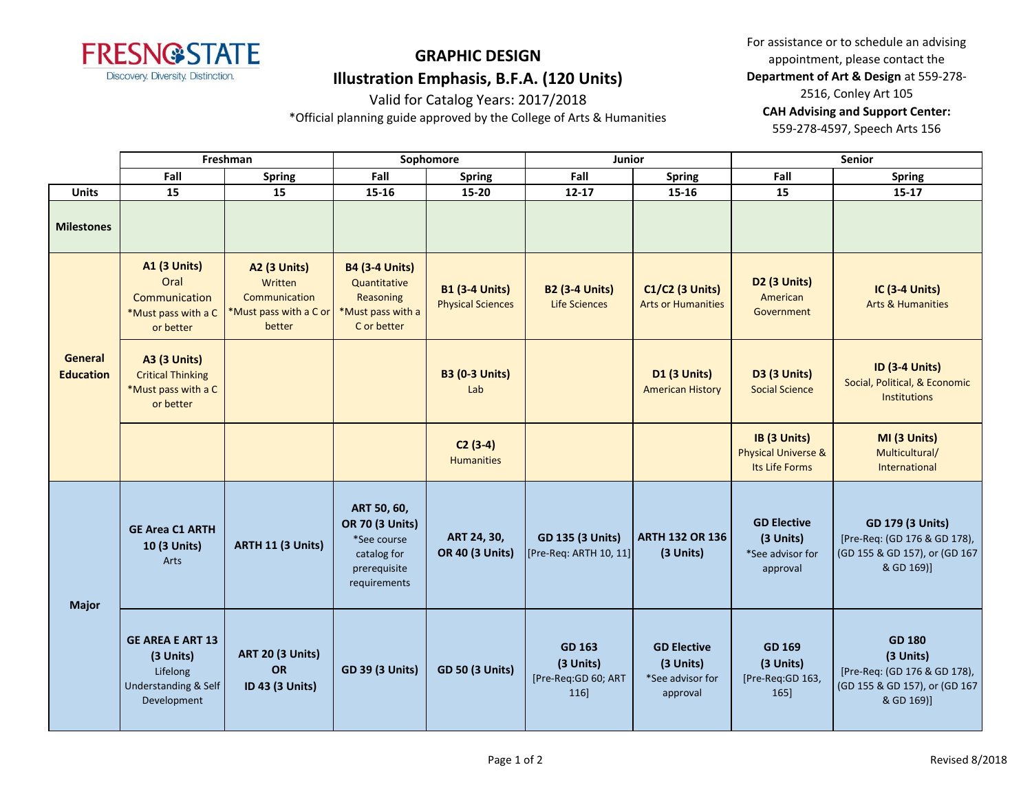FRESNO STATE
Discovery. Diversity. Distinction.

# GRAPHIC DESIGN
## Illustration Emphasis, B.F.A. (120 Units)

Valid for Catalog Years: 2017/2018

*Official planning guide approved by the College of Arts & Humanities

For assistance or to schedule an advising appointment, please contact the **Department of Art & Design** at 559-278-2516, Conley Art 105

**CAH Advising and Support Center:** 559-278-4597, Speech Arts 156

| | Freshman | | Sophomore | | Junior | | Senior | |
|---|---|---|---|---|---|---|---|---|
| | Fall | Spring | Fall | Spring | Fall | Spring | Fall | Spring |
| **Units** | 15 | 15 | 15-16 | 15-20 | 12-17 | 15-16 | 15 | 15-17 |
| **Milestones** | | | | | | | | |
| **General Education** | **A1 (3 Units)** Oral Communication *Must pass with a C or better | **A2 (3 Units)** Written Communication *Must pass with a C or better | **B4 (3-4 Units)** Quantitative Reasoning *Must pass with a C or better | **B1 (3-4 Units)** Physical Sciences | **B2 (3-4 Units)** Life Sciences | **C1/C2 (3 Units)** Arts or Humanities | **D2 (3 Units)** American Government | **IC (3-4 Units)** Arts & Humanities |
| | **A3 (3 Units)** Critical Thinking *Must pass with a C or better | | | **B3 (0-3 Units)** Lab | | **D1 (3 Units)** American History | **D3 (3 Units)** Social Science | **ID (3-4 Units)** Social, Political, & Economic Institutions |
| | | | | **C2 (3-4)** Humanities | | | **IB (3 Units)** Physical Universe & Its Life Forms | **MI (3 Units)** Multicultural/ International |
| **Major** | **GE Area C1 ARTH 10 (3 Units)** Arts | **ARTH 11 (3 Units)** | **ART 50, 60, OR 70 (3 Units)** *See course catalog for prerequisite requirements | **ART 24, 30, OR 40 (3 Units)** | **GD 135 (3 Units)** [Pre-Req: ARTH 10, 11] | **ARTH 132 OR 136 (3 Units)** | **GD Elective (3 Units)** *See advisor for approval | **GD 179 (3 Units)** [Pre-Req: (GD 176 & GD 178), (GD 155 & GD 157), or (GD 167 & GD 169)] |
| | **GE AREA E ART 13 (3 Units)** Lifelong Understanding & Self Development | **ART 20 (3 Units) OR ID 43 (3 Units)** | **GD 39 (3 Units)** | **GD 50 (3 Units)** | **GD 163 (3 Units)** [Pre-Req:GD 60; ART 116] | **GD Elective (3 Units)** *See advisor for approval | **GD 169 (3 Units)** [Pre-Req:GD 163, 165] | **GD 180 (3 Units)** [Pre-Req: (GD 176 & GD 178), (GD 155 & GD 157), or (GD 167 & GD 169)] |

Revised 8/2018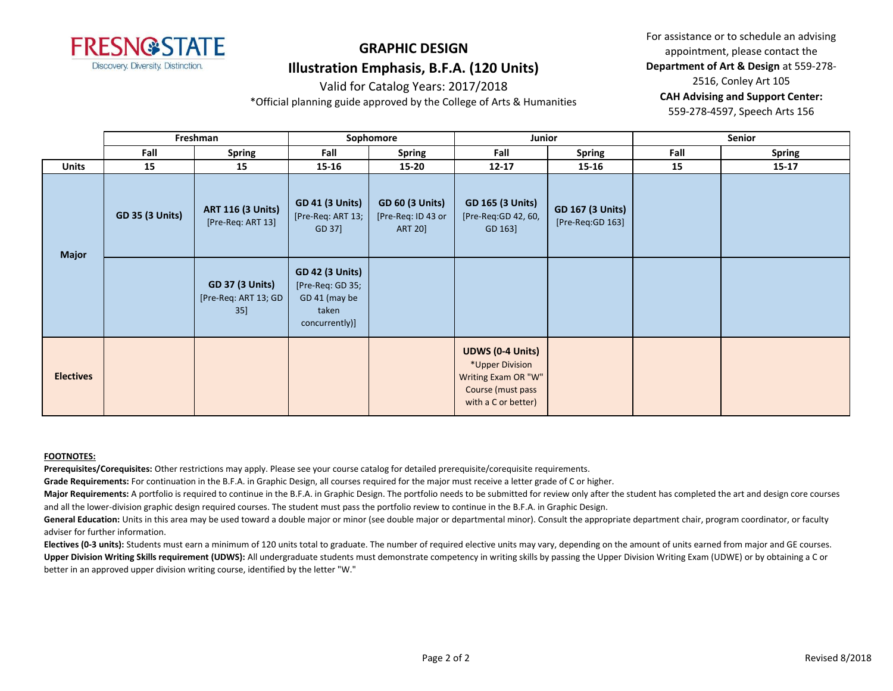# GRAPHIC DESIGN

## Illustration Emphasis, B.F.A. (120 Units)

Valid for Catalog Years: 2017/2018

*Official planning guide approved by the College of Arts & Humanities

For assistance or to schedule an advising appointment, please contact the **Department of Art & Design** at 559-278-2516, Conley Art 105

**CAH Advising and Support Center:** 559-278-4597, Speech Arts 156

| | Freshman | | Sophomore | | Junior | | Senior | |
|---|---|---|---|---|---|---|---|---|
| | **Fall** | **Spring** | **Fall** | **Spring** | **Fall** | **Spring** | **Fall** | **Spring** |
| **Units** | **15** | **15** | **15-16** | **15-20** | **12-17** | **15-16** | **15** | **15-17** |
| **Major** | **GD 35 (3 Units)** | **ART 116 (3 Units)** [Pre-Req: ART 13] | **GD 41 (3 Units)** [Pre-Req: ART 13; GD 37] | **GD 60 (3 Units)** [Pre-Req: ID 43 or ART 20] | **GD 165 (3 Units)** [Pre-Req:GD 42, 60, GD 163] | **GD 167 (3 Units)** [Pre-Req:GD 163] | | |
| **Major** | | **GD 37 (3 Units)** [Pre-Req: ART 13; GD 35] | **GD 42 (3 Units)** [Pre-Req: GD 35; GD 41 (may be taken concurrently)] | | | | | |
| **Electives** | | | | | **UDWS (0-4 Units)** *Upper Division Writing Exam OR "W" Course (must pass with a C or better) | | | |

**FOOTNOTES:**

**Prerequisites/Corequisites:** Other restrictions may apply. Please see your course catalog for detailed prerequisite/corequisite requirements.

**Grade Requirements:** For continuation in the B.F.A. in Graphic Design, all courses required for the major must receive a letter grade of C or higher.

**Major Requirements:** A portfolio is required to continue in the B.F.A. in Graphic Design. The portfolio needs to be submitted for review only after the student has completed the art and design core courses and all the lower-division graphic design required courses. The student must pass the portfolio review to continue in the B.F.A. in Graphic Design.

**General Education:** Units in this area may be used toward a double major or minor (see double major or departmental minor). Consult the appropriate department chair, program coordinator, or faculty adviser for further information.

**Electives (0-3 units):** Students must earn a minimum of 120 units total to graduate. The number of required elective units may vary, depending on the amount of units earned from major and GE courses.

**Upper Division Writing Skills requirement (UDWS):** All undergraduate students must demonstrate competency in writing skills by passing the Upper Division Writing Exam (UDWE) or by obtaining a C or better in an approved upper division writing course, identified by the letter "W."

Revised 8/2018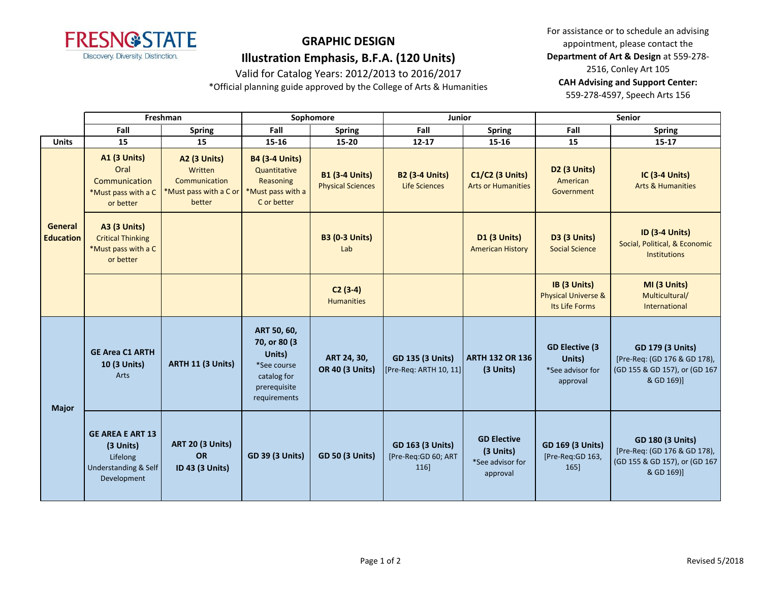# GRAPHIC DESIGN

## Illustration Emphasis, B.F.A. (120 Units)

Valid for Catalog Years: 2012/2013 to 2016/2017

*Official planning guide approved by the College of Arts & Humanities

For assistance or to schedule an advising appointment, please contact the **Department of Art & Design** at 559-278-2516, Conley Art 105

**CAH Advising and Support Center:** 559-278-4597, Speech Arts 156

| | Freshman | | Sophomore | | Junior | | Senior | |
|---|---|---|---|---|---|---|---|---|
| | Fall | Spring | Fall | Spring | Fall | Spring | Fall | Spring |
| **Units** | 15 | 15 | 15-16 | 15-20 | 12-17 | 15-16 | 15 | 15-17 |
| **General Education** | **A1 (3 Units)** Oral Communication *Must pass with a C or better | **A2 (3 Units)** Written Communication *Must pass with a C or better | **B4 (3-4 Units)** Quantitative Reasoning *Must pass with a C or better | **B1 (3-4 Units)** Physical Sciences | **B2 (3-4 Units)** Life Sciences | **C1/C2 (3 Units)** Arts or Humanities | **D2 (3 Units)** American Government | **IC (3-4 Units)** Arts & Humanities |
| | **A3 (3 Units)** Critical Thinking *Must pass with a C or better | | | **B3 (0-3 Units)** Lab | | **D1 (3 Units)** American History | **D3 (3 Units)** Social Science | **ID (3-4 Units)** Social, Political, & Economic Institutions |
| | | | | **C2 (3-4)** Humanities | | | **IB (3 Units)** Physical Universe & Its Life Forms | **MI (3 Units)** Multicultural/ International |
| **Major** | **GE Area C1 ARTH 10 (3 Units)** Arts | **ARTH 11 (3 Units)** | **ART 50, 60, 70, or 80 (3 Units)** *See course catalog for prerequisite requirements | **ART 24, 30, OR 40 (3 Units)** | **GD 135 (3 Units)** [Pre-Req: ARTH 10, 11] | **ARTH 132 OR 136 (3 Units)** | **GD Elective (3 Units)** *See advisor for approval | **GD 179 (3 Units)** [Pre-Req: (GD 176 & GD 178), (GD 155 & GD 157), or (GD 167 & GD 169)] |
| | **GE AREA E ART 13 (3 Units)** Lifelong Understanding & Self Development | **ART 20 (3 Units) OR ID 43 (3 Units)** | **GD 39 (3 Units)** | **GD 50 (3 Units)** | **GD 163 (3 Units)** [Pre-Req:GD 60; ART 116] | **GD Elective (3 Units)** *See advisor for approval | **GD 169 (3 Units)** [Pre-Req:GD 163, 165] | **GD 180 (3 Units)** [Pre-Req: (GD 176 & GD 178), (GD 155 & GD 157), or (GD 167 & GD 169)] |

Revised 5/2018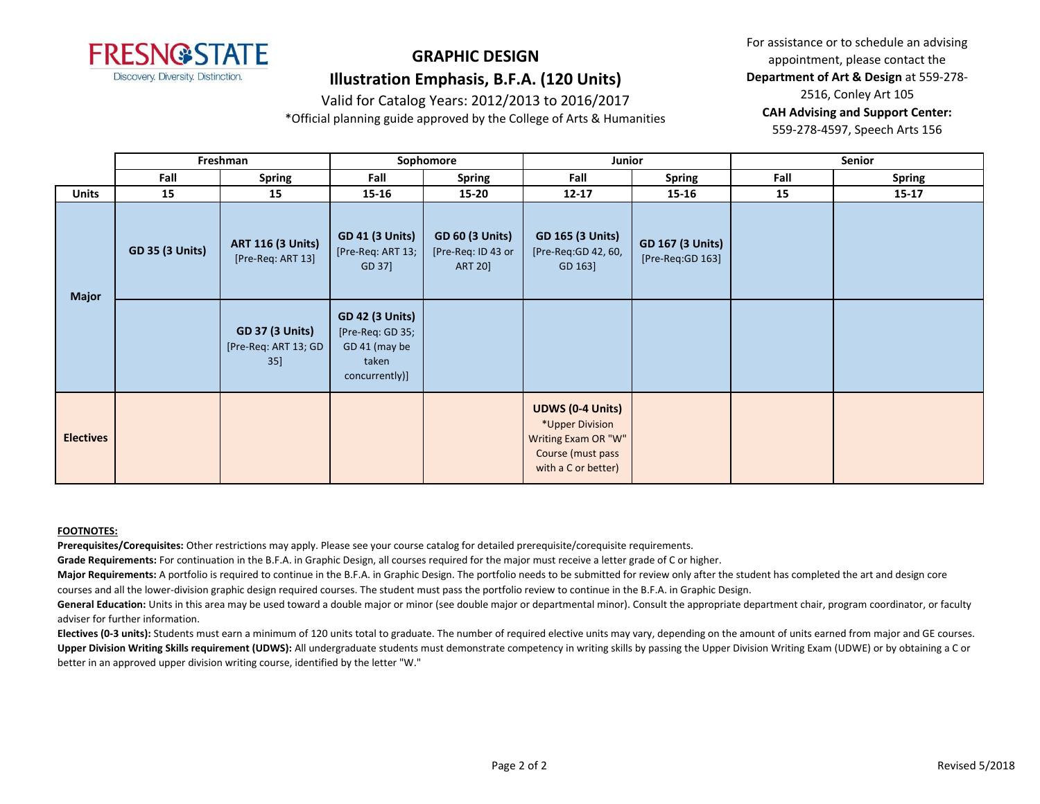# GRAPHIC DESIGN

## Illustration Emphasis, B.F.A. (120 Units)

Valid for Catalog Years: 2012/2013 to 2016/2017

*Official planning guide approved by the College of Arts & Humanities

For assistance or to schedule an advising appointment, please contact the **Department of Art & Design** at 559-278-2516, Conley Art 105

**CAH Advising and Support Center:** 559-278-4597, Speech Arts 156

| | Freshman | | Sophomore | | Junior | | Senior | |
|---|---|---|---|---|---|---|---|---|
| | Fall | Spring | Fall | Spring | Fall | Spring | Fall | Spring |
| **Units** | 15 | 15 | 15-16 | 15-20 | 12-17 | 15-16 | 15 | 15-17 |
| **Major** | **GD 35 (3 Units)** | **ART 116 (3 Units)** [Pre-Req: ART 13] | **GD 41 (3 Units)** [Pre-Req: ART 13; GD 37] | **GD 60 (3 Units)** [Pre-Req: ID 43 or ART 20] | **GD 165 (3 Units)** [Pre-Req:GD 42, 60, GD 163] | **GD 167 (3 Units)** [Pre-Req:GD 163] | | |
| **Major** | | **GD 37 (3 Units)** [Pre-Req: ART 13; GD 35] | **GD 42 (3 Units)** [Pre-Req: GD 35; GD 41 (may be taken concurrently)] | | | | | |
| **Electives** | | | | | **UDWS (0-4 Units)** *Upper Division Writing Exam OR "W" Course (must pass with a C or better) | | | |

**FOOTNOTES:**

**Prerequisites/Corequisites:** Other restrictions may apply. Please see your course catalog for detailed prerequisite/corequisite requirements.

**Grade Requirements:** For continuation in the B.F.A. in Graphic Design, all courses required for the major must receive a letter grade of C or higher.

**Major Requirements:** A portfolio is required to continue in the B.F.A. in Graphic Design. The portfolio needs to be submitted for review only after the student has completed the art and design core courses and all the lower-division graphic design required courses. The student must pass the portfolio review to continue in the B.F.A. in Graphic Design.

**General Education:** Units in this area may be used toward a double major or minor (see double major or departmental minor). Consult the appropriate department chair, program coordinator, or faculty adviser for further information.

**Electives (0-3 units):** Students must earn a minimum of 120 units total to graduate. The number of required elective units may vary, depending on the amount of units earned from major and GE courses.

**Upper Division Writing Skills requirement (UDWS):** All undergraduate students must demonstrate competency in writing skills by passing the Upper Division Writing Exam (UDWE) or by obtaining a C or better in an approved upper division writing course, identified by the letter "W."

Revised 5/2018